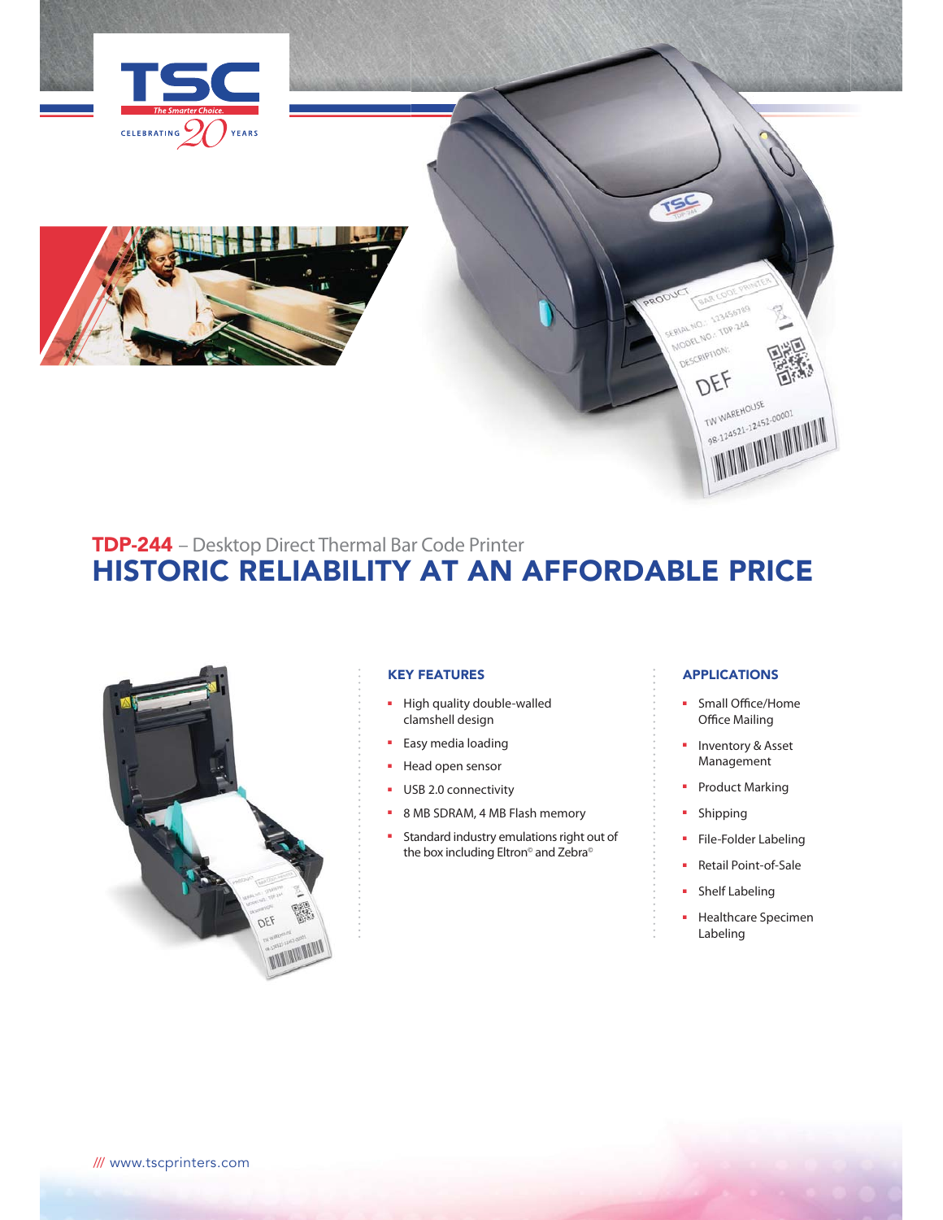TSC

The Smarter Choice.

CELEBRATING 20 YEARS

**TDP-244** – Desktop Direct Thermal Bar Code Printer

# HISTORIC RELIABILITY AT AN AFFORDABLE PRICE

## KEY FEATURES

- High quality double-walled clamshell design
- Easy media loading
- Head open sensor
- USB 2.0 connectivity
- 8 MB SDRAM, 4 MB Flash memory
- Standard industry emulations right out of the box including Eltron© and Zebra©

## APPLICATIONS

- Small Office/Home Office Mailing
- Inventory & Asset Management
- Product Marking
- Shipping
- File-Folder Labeling
- Retail Point-of-Sale
- Shelf Labeling
- Healthcare Specimen Labeling

/// www.tscprinters.com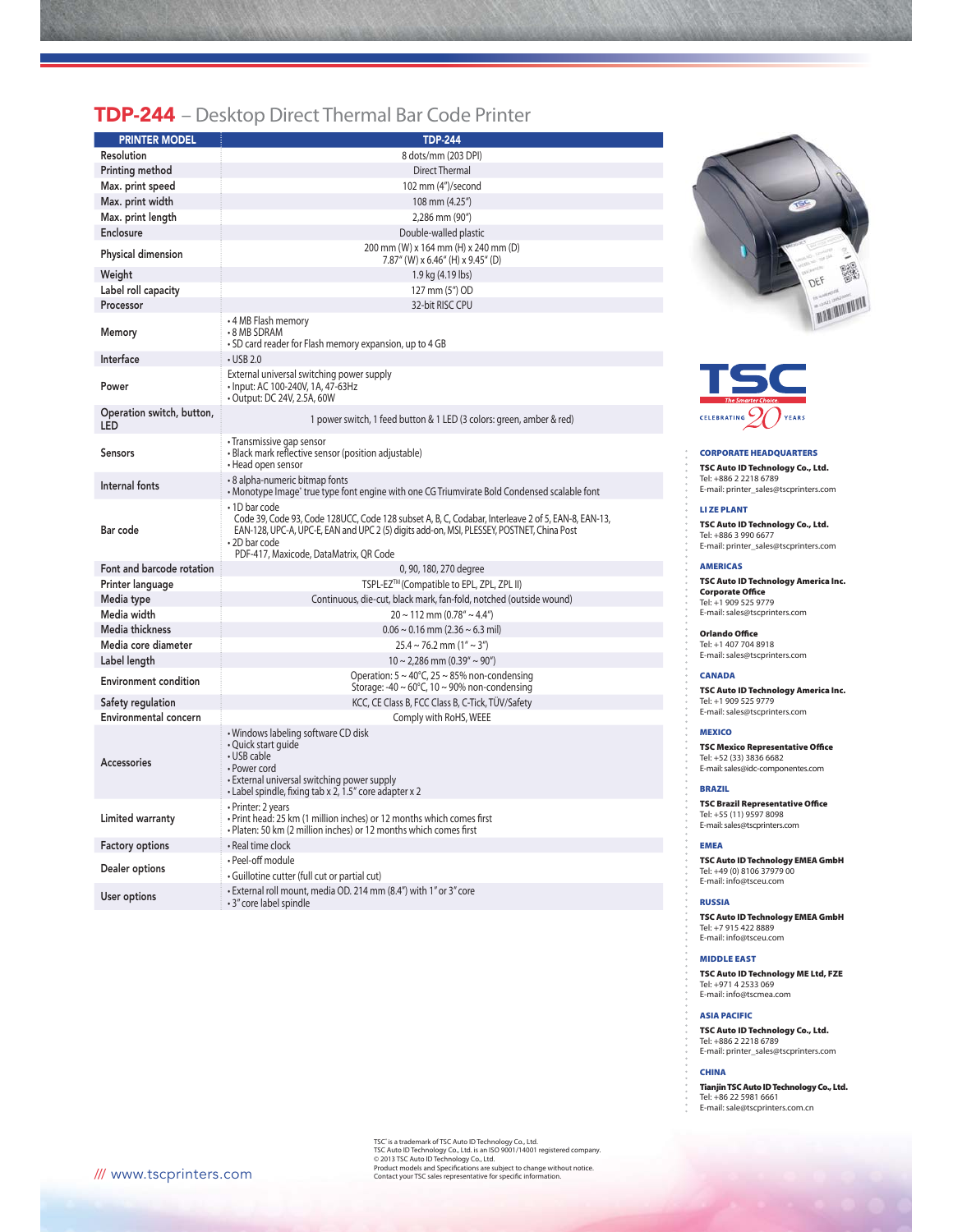# TDP-244 – Desktop Direct Thermal Bar Code Printer

| PRINTER MODEL | TDP-244 |
|---|---|
| Resolution | 8 dots/mm (203 DPI) |
| Printing method | Direct Thermal |
| Max. print speed | 102 mm (4")/second |
| Max. print width | 108 mm (4.25") |
| Max. print length | 2,286 mm (90") |
| Enclosure | Double-walled plastic |
| Physical dimension | 200 mm (W) x 164 mm (H) x 240 mm (D)<br>7.87" (W) x 6.46" (H) x 9.45" (D) |
| Weight | 1.9 kg (4.19 lbs) |
| Label roll capacity | 127 mm (5") OD |
| Processor | 32-bit RISC CPU |
| Memory | • 4 MB Flash memory<br>• 8 MB SDRAM<br>• SD card reader for Flash memory expansion, up to 4 GB |
| Interface | • USB 2.0 |
| Power | External universal switching power supply<br>• Input: AC 100-240V, 1A, 47-63Hz<br>• Output: DC 24V, 2.5A, 60W |
| Operation switch, button, LED | 1 power switch, 1 feed button & 1 LED (3 colors: green, amber & red) |
| Sensors | • Transmissive gap sensor<br>• Black mark reflective sensor (position adjustable)<br>• Head open sensor |
| Internal fonts | • 8 alpha-numeric bitmap fonts<br>• Monotype Image® true type font engine with one CG Triumvirate Bold Condensed scalable font |
| Bar code | • 1D bar code<br>Code 39, Code 93, Code 128UCC, Code 128 subset A, B, C, Codabar, Interleave 2 of 5, EAN-8, EAN-13, EAN-128, UPC-A, UPC-E, EAN and UPC 2 (5) digits add-on, MSI, PLESSEY, POSTNET, China Post<br>• 2D bar code<br>PDF-417, Maxicode, DataMatrix, QR Code |
| Font and barcode rotation | 0, 90, 180, 270 degree |
| Printer language | TSPL-EZ™ (Compatible to EPL, ZPL, ZPL II) |
| Media type | Continuous, die-cut, black mark, fan-fold, notched (outside wound) |
| Media width | 20 ~ 112 mm (0.78" ~ 4.4") |
| Media thickness | 0.06 ~ 0.16 mm (2.36 ~ 6.3 mil) |
| Media core diameter | 25.4 ~ 76.2 mm (1" ~ 3") |
| Label length | 10 ~ 2,286 mm (0.39" ~ 90") |
| Environment condition | Operation: 5 ~ 40°C, 25 ~ 85% non-condensing<br>Storage: -40 ~ 60°C, 10 ~ 90% non-condensing |
| Safety regulation | KCC, CE Class B, FCC Class B, C-Tick, TÜV/Safety |
| Environmental concern | Comply with RoHS, WEEE |
| Accessories | • Windows labeling software CD disk<br>• Quick start guide<br>• USB cable<br>• Power cord<br>• External universal switching power supply<br>• Label spindle, fixing tab x 2, 1.5" core adapter x 2 |
| Limited warranty | • Printer: 2 years<br>• Print head: 25 km (1 million inches) or 12 months which comes first<br>• Platen: 50 km (2 million inches) or 12 months which comes first |
| Factory options | • Real time clock |
| Dealer options | • Peel-off module<br>• Guillotine cutter (full cut or partial cut) |
| User options | • External roll mount, media OD. 214 mm (8.4") with 1" or 3" core<br>• 3" core label spindle |

TSC
The Smarter Choice.
CELEBRATING 20 YEARS

**CORPORATE HEADQUARTERS**

**TSC Auto ID Technology Co., Ltd.**
Tel: +886 2 2218 6789
E-mail: printer_sales@tscprinters.com

**LI ZE PLANT**

**TSC Auto ID Technology Co., Ltd.**
Tel: +886 3 990 6677
E-mail: printer_sales@tscprinters.com

**AMERICAS**

**TSC Auto ID Technology America Inc.**
**Corporate Office**
Tel: +1 909 525 9779
E-mail: sales@tscprinters.com

**Orlando Office**
Tel: +1 407 704 8918
E-mail: sales@tscprinters.com

**CANADA**

**TSC Auto ID Technology America Inc.**
Tel: +1 909 525 9779
E-mail: sales@tscprinters.com

**MEXICO**

**TSC Mexico Representative Office**
Tel: +52 (33) 3836 6682
E-mail: sales@idc-componentes.com

**BRAZIL**

**TSC Brazil Representative Office**
Tel: +55 (11) 9597 8098
E-mail: sales@tscprinters.com

**EMEA**

**TSC Auto ID Technology EMEA GmbH**
Tel: +49 (0) 8106 37979 00
E-mail: info@tsceu.com

**RUSSIA**

**TSC Auto ID Technology EMEA GmbH**
Tel: +7 915 422 8889
E-mail: info@tsceu.com

**MIDDLE EAST**

**TSC Auto ID Technology ME Ltd, FZE**
Tel: +971 4 2533 069
E-mail: info@tscmea.com

**ASIA PACIFIC**

**TSC Auto ID Technology Co., Ltd.**
Tel: +886 2 2218 6789
E-mail: printer_sales@tscprinters.com

**CHINA**

**Tianjin TSC Auto ID Technology Co., Ltd.**
Tel: +86 22 5981 6661
E-mail: sale@tscprinters.com.cn

/// www.tscprinters.com

TSC® is a trademark of TSC Auto ID Technology Co., Ltd.
TSC Auto ID Technology Co., Ltd. is an ISO 9001/14001 registered company.
© 2013 TSC Auto ID Technology Co., Ltd.
Product models and Specifications are subject to change without notice.
Contact your TSC sales representative for specific information.